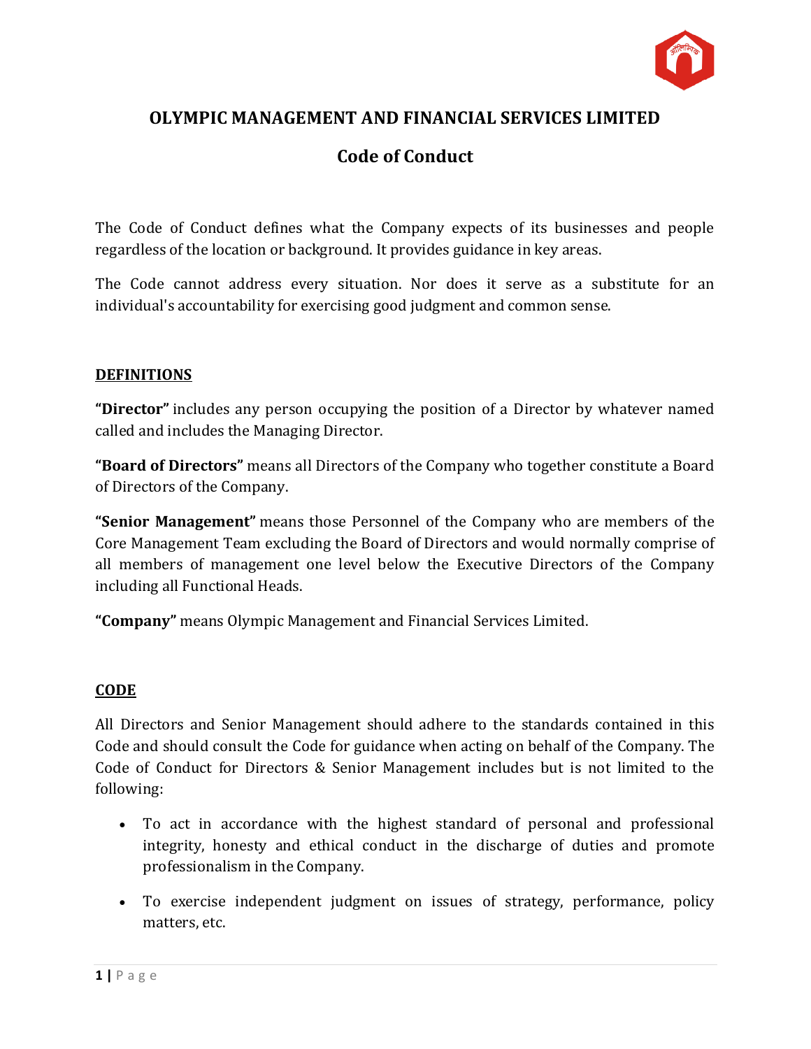# OLYMPIC MANAGEMENT AND FINANCIAL SERVICES LIMITED

## Code of Conduct

The Code of Conduct defines what the Company expects of its businesses and people regardless of the location or background. It provides guidance in key areas.

The Code cannot address every situation. Nor does it serve as a substitute for an individual's accountability for exercising good judgment and common sense.

### DEFINITIONS

**"Director"** includes any person occupying the position of a Director by whatever named called and includes the Managing Director.

**"Board of Directors"** means all Directors of the Company who together constitute a Board of Directors of the Company.

**"Senior Management"** means those Personnel of the Company who are members of the Core Management Team excluding the Board of Directors and would normally comprise of all members of management one level below the Executive Directors of the Company including all Functional Heads.

**"Company"** means Olympic Management and Financial Services Limited.

### CODE

All Directors and Senior Management should adhere to the standards contained in this Code and should consult the Code for guidance when acting on behalf of the Company. The Code of Conduct for Directors & Senior Management includes but is not limited to the following:

- To act in accordance with the highest standard of personal and professional integrity, honesty and ethical conduct in the discharge of duties and promote professionalism in the Company.
- To exercise independent judgment on issues of strategy, performance, policy matters, etc.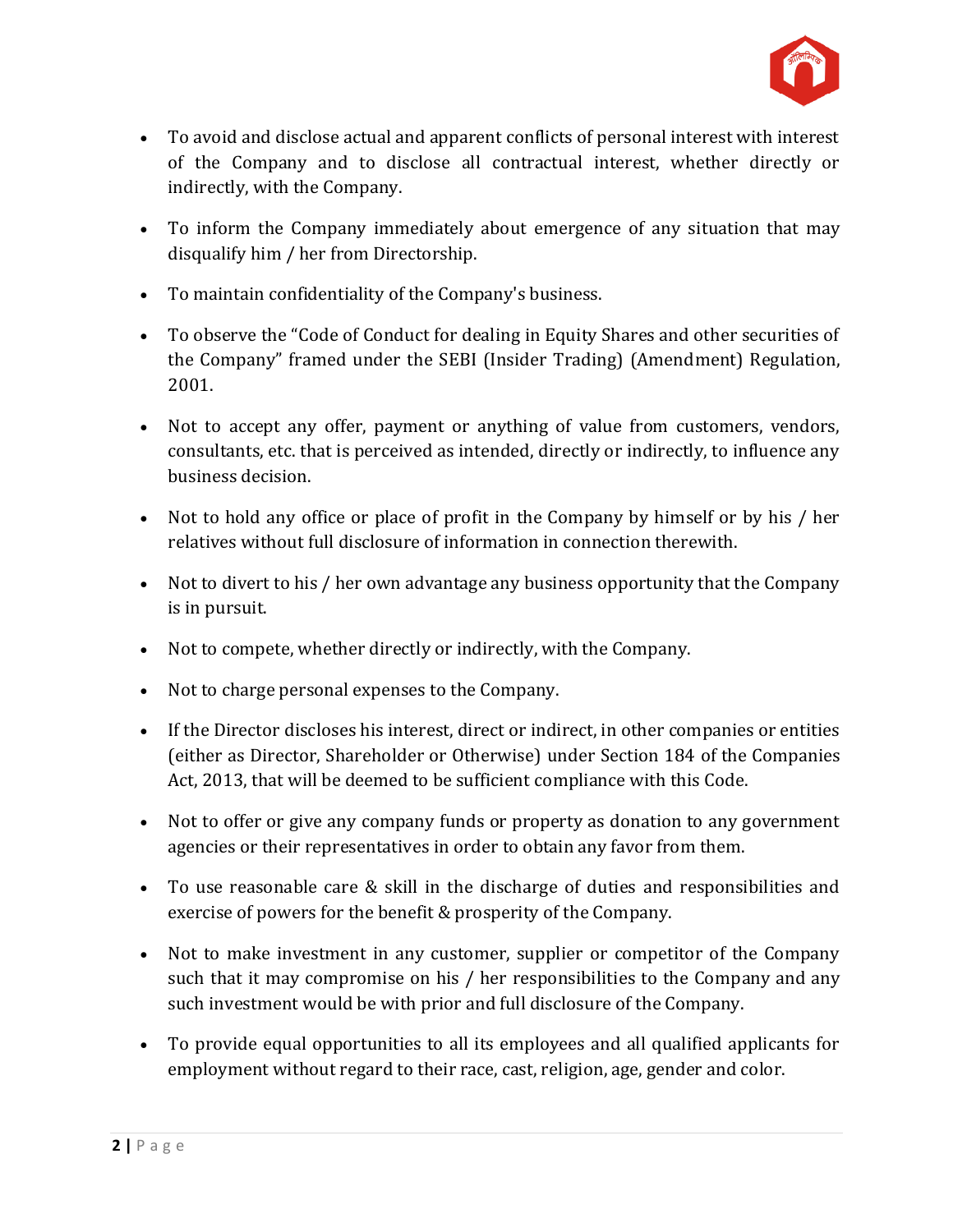- To avoid and disclose actual and apparent conflicts of personal interest with interest of the Company and to disclose all contractual interest, whether directly or indirectly, with the Company.

- To inform the Company immediately about emergence of any situation that may disqualify him / her from Directorship.

- To maintain confidentiality of the Company's business.

- To observe the "Code of Conduct for dealing in Equity Shares and other securities of the Company" framed under the SEBI (Insider Trading) (Amendment) Regulation, 2001.

- Not to accept any offer, payment or anything of value from customers, vendors, consultants, etc. that is perceived as intended, directly or indirectly, to influence any business decision.

- Not to hold any office or place of profit in the Company by himself or by his / her relatives without full disclosure of information in connection therewith.

- Not to divert to his / her own advantage any business opportunity that the Company is in pursuit.

- Not to compete, whether directly or indirectly, with the Company.

- Not to charge personal expenses to the Company.

- If the Director discloses his interest, direct or indirect, in other companies or entities (either as Director, Shareholder or Otherwise) under Section 184 of the Companies Act, 2013, that will be deemed to be sufficient compliance with this Code.

- Not to offer or give any company funds or property as donation to any government agencies or their representatives in order to obtain any favor from them.

- To use reasonable care & skill in the discharge of duties and responsibilities and exercise of powers for the benefit & prosperity of the Company.

- Not to make investment in any customer, supplier or competitor of the Company such that it may compromise on his / her responsibilities to the Company and any such investment would be with prior and full disclosure of the Company.

- To provide equal opportunities to all its employees and all qualified applicants for employment without regard to their race, cast, religion, age, gender and color.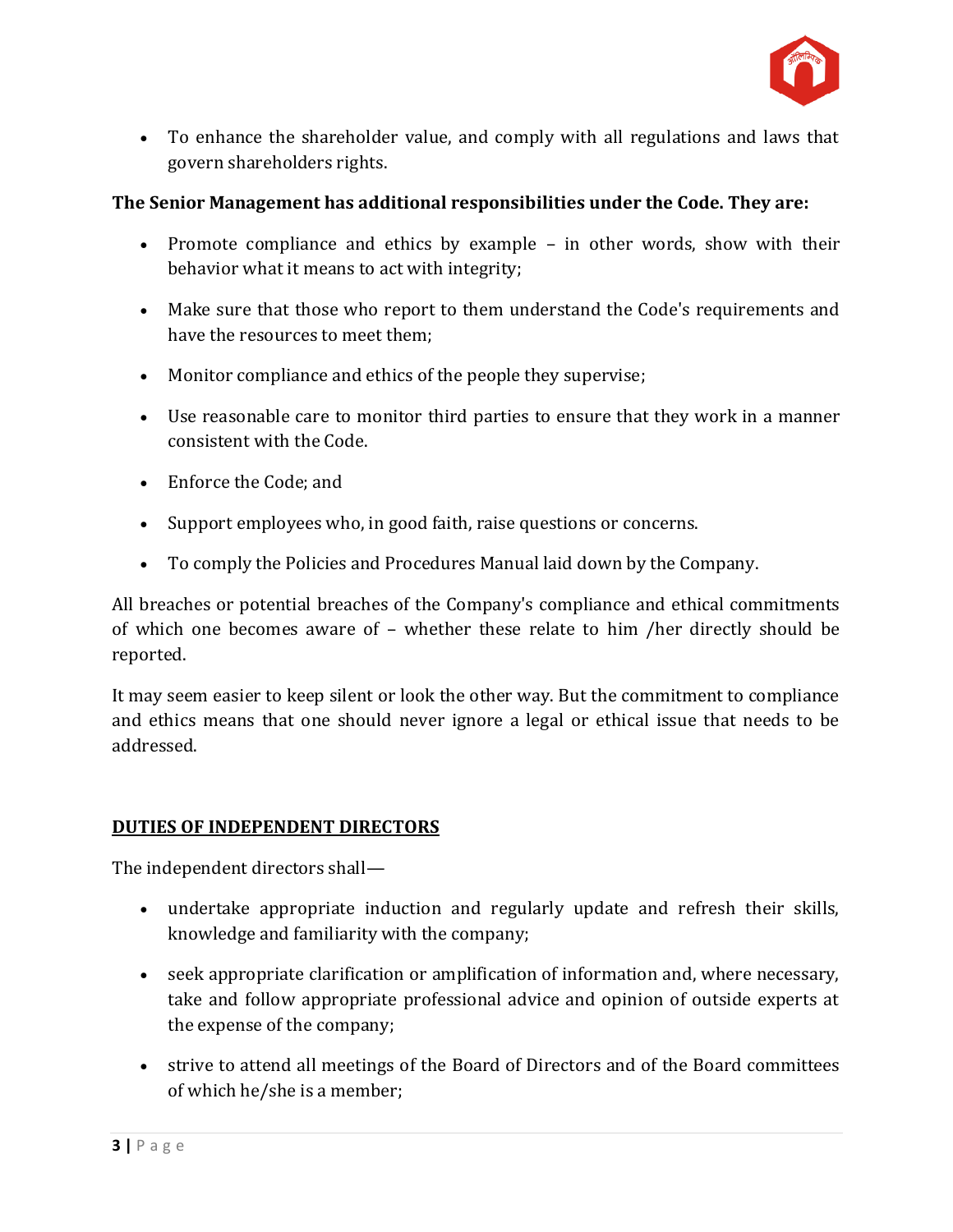- To enhance the shareholder value, and comply with all regulations and laws that govern shareholders rights.

**The Senior Management has additional responsibilities under the Code. They are:**

- Promote compliance and ethics by example – in other words, show with their behavior what it means to act with integrity;
- Make sure that those who report to them understand the Code's requirements and have the resources to meet them;
- Monitor compliance and ethics of the people they supervise;
- Use reasonable care to monitor third parties to ensure that they work in a manner consistent with the Code.
- Enforce the Code; and
- Support employees who, in good faith, raise questions or concerns.
- To comply the Policies and Procedures Manual laid down by the Company.

All breaches or potential breaches of the Company's compliance and ethical commitments of which one becomes aware of – whether these relate to him /her directly should be reported.

It may seem easier to keep silent or look the other way. But the commitment to compliance and ethics means that one should never ignore a legal or ethical issue that needs to be addressed.

## DUTIES OF INDEPENDENT DIRECTORS

The independent directors shall—

- undertake appropriate induction and regularly update and refresh their skills, knowledge and familiarity with the company;
- seek appropriate clarification or amplification of information and, where necessary, take and follow appropriate professional advice and opinion of outside experts at the expense of the company;
- strive to attend all meetings of the Board of Directors and of the Board committees of which he/she is a member;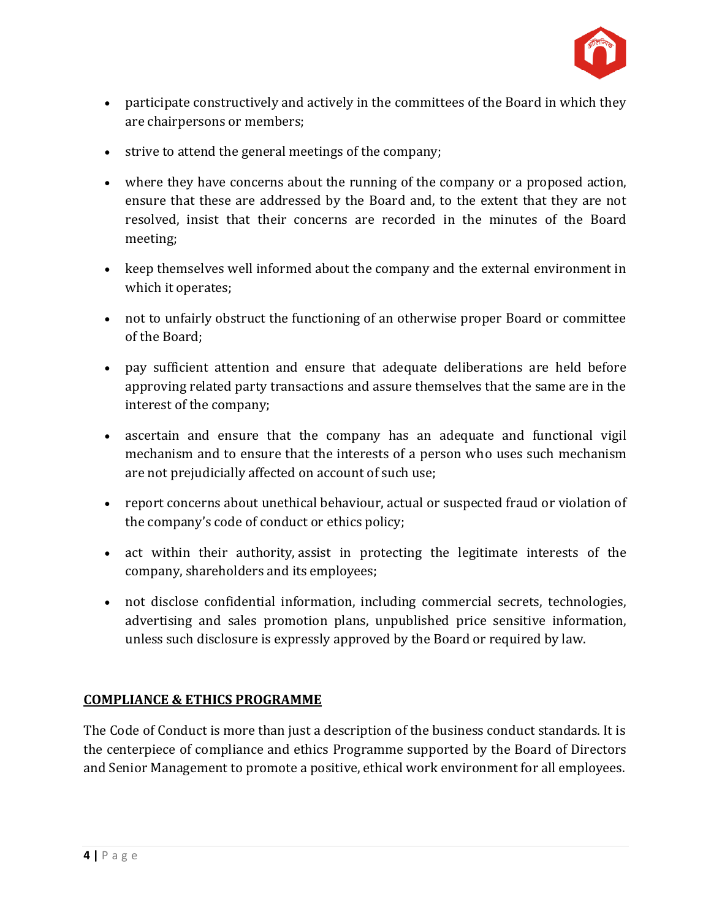- participate constructively and actively in the committees of the Board in which they are chairpersons or members;
- strive to attend the general meetings of the company;
- where they have concerns about the running of the company or a proposed action, ensure that these are addressed by the Board and, to the extent that they are not resolved, insist that their concerns are recorded in the minutes of the Board meeting;
- keep themselves well informed about the company and the external environment in which it operates;
- not to unfairly obstruct the functioning of an otherwise proper Board or committee of the Board;
- pay sufficient attention and ensure that adequate deliberations are held before approving related party transactions and assure themselves that the same are in the interest of the company;
- ascertain and ensure that the company has an adequate and functional vigil mechanism and to ensure that the interests of a person who uses such mechanism are not prejudicially affected on account of such use;
- report concerns about unethical behaviour, actual or suspected fraud or violation of the company's code of conduct or ethics policy;
- act within their authority, assist in protecting the legitimate interests of the company, shareholders and its employees;
- not disclose confidential information, including commercial secrets, technologies, advertising and sales promotion plans, unpublished price sensitive information, unless such disclosure is expressly approved by the Board or required by law.

## COMPLIANCE & ETHICS PROGRAMME

The Code of Conduct is more than just a description of the business conduct standards. It is the centerpiece of compliance and ethics Programme supported by the Board of Directors and Senior Management to promote a positive, ethical work environment for all employees.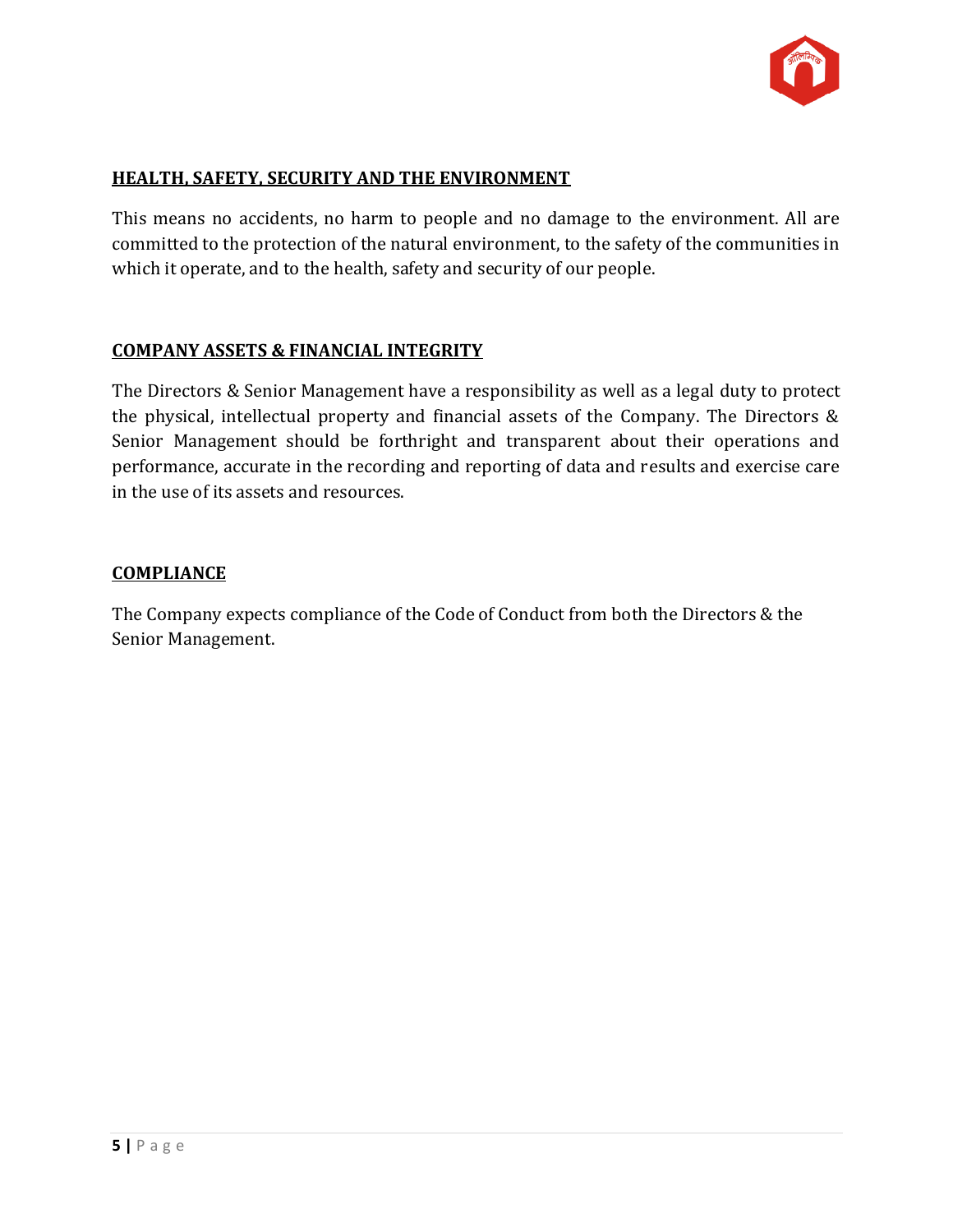**HEALTH, SAFETY, SECURITY AND THE ENVIRONMENT**

This means no accidents, no harm to people and no damage to the environment. All are committed to the protection of the natural environment, to the safety of the communities in which it operate, and to the health, safety and security of our people.

**COMPANY ASSETS & FINANCIAL INTEGRITY**

The Directors & Senior Management have a responsibility as well as a legal duty to protect the physical, intellectual property and financial assets of the Company. The Directors & Senior Management should be forthright and transparent about their operations and performance, accurate in the recording and reporting of data and results and exercise care in the use of its assets and resources.

**COMPLIANCE**

The Company expects compliance of the Code of Conduct from both the Directors & the Senior Management.